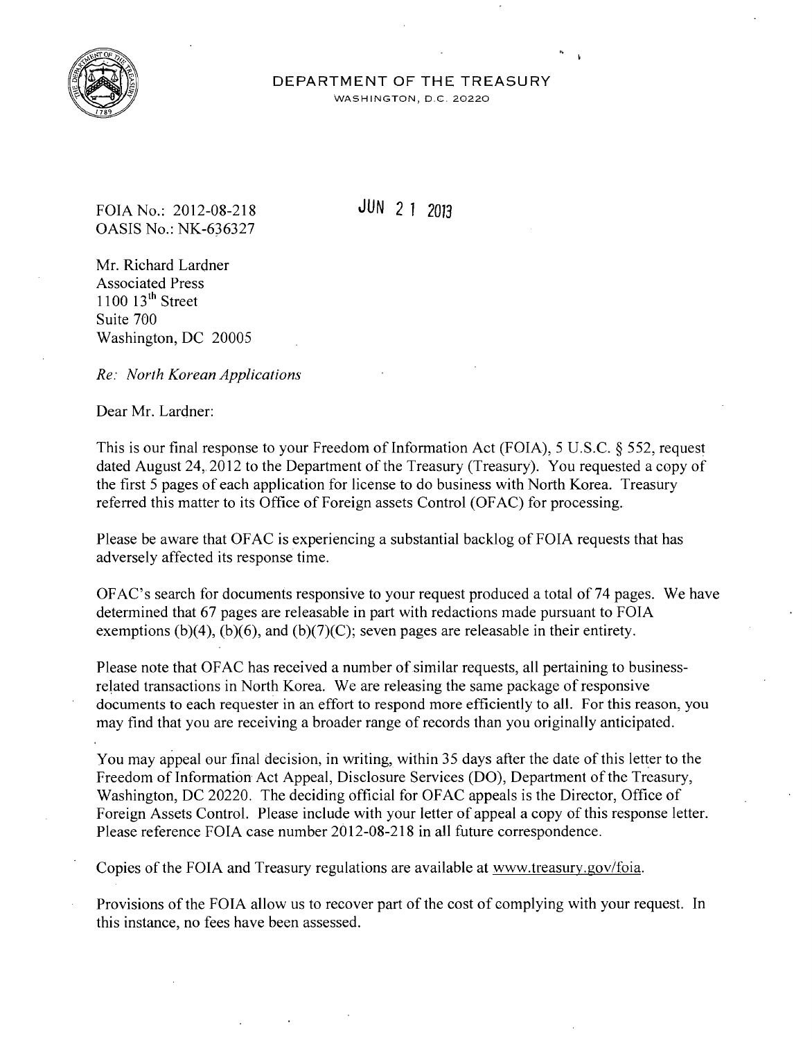DEPARTMENT OF THE TREASURY
WASHINGTON, D.C. 20220

FOIA No.: 2012-08-218
OASIS No.: NK-636327

JUN 21 2013

Mr. Richard Lardner
Associated Press
1100 13th Street
Suite 700
Washington, DC 20005

*Re: North Korean Applications*

Dear Mr. Lardner:

This is our final response to your Freedom of Information Act (FOIA), 5 U.S.C. § 552, request dated August 24, 2012 to the Department of the Treasury (Treasury). You requested a copy of the first 5 pages of each application for license to do business with North Korea. Treasury referred this matter to its Office of Foreign assets Control (OFAC) for processing.

Please be aware that OFAC is experiencing a substantial backlog of FOIA requests that has adversely affected its response time.

OFAC's search for documents responsive to your request produced a total of 74 pages. We have determined that 67 pages are releasable in part with redactions made pursuant to FOIA exemptions (b)(4), (b)(6), and (b)(7)(C); seven pages are releasable in their entirety.

Please note that OFAC has received a number of similar requests, all pertaining to business-related transactions in North Korea. We are releasing the same package of responsive documents to each requester in an effort to respond more efficiently to all. For this reason, you may find that you are receiving a broader range of records than you originally anticipated.

You may appeal our final decision, in writing, within 35 days after the date of this letter to the Freedom of Information Act Appeal, Disclosure Services (DO), Department of the Treasury, Washington, DC 20220. The deciding official for OFAC appeals is the Director, Office of Foreign Assets Control. Please include with your letter of appeal a copy of this response letter. Please reference FOIA case number 2012-08-218 in all future correspondence.

Copies of the FOIA and Treasury regulations are available at www.treasury.gov/foia.

Provisions of the FOIA allow us to recover part of the cost of complying with your request. In this instance, no fees have been assessed.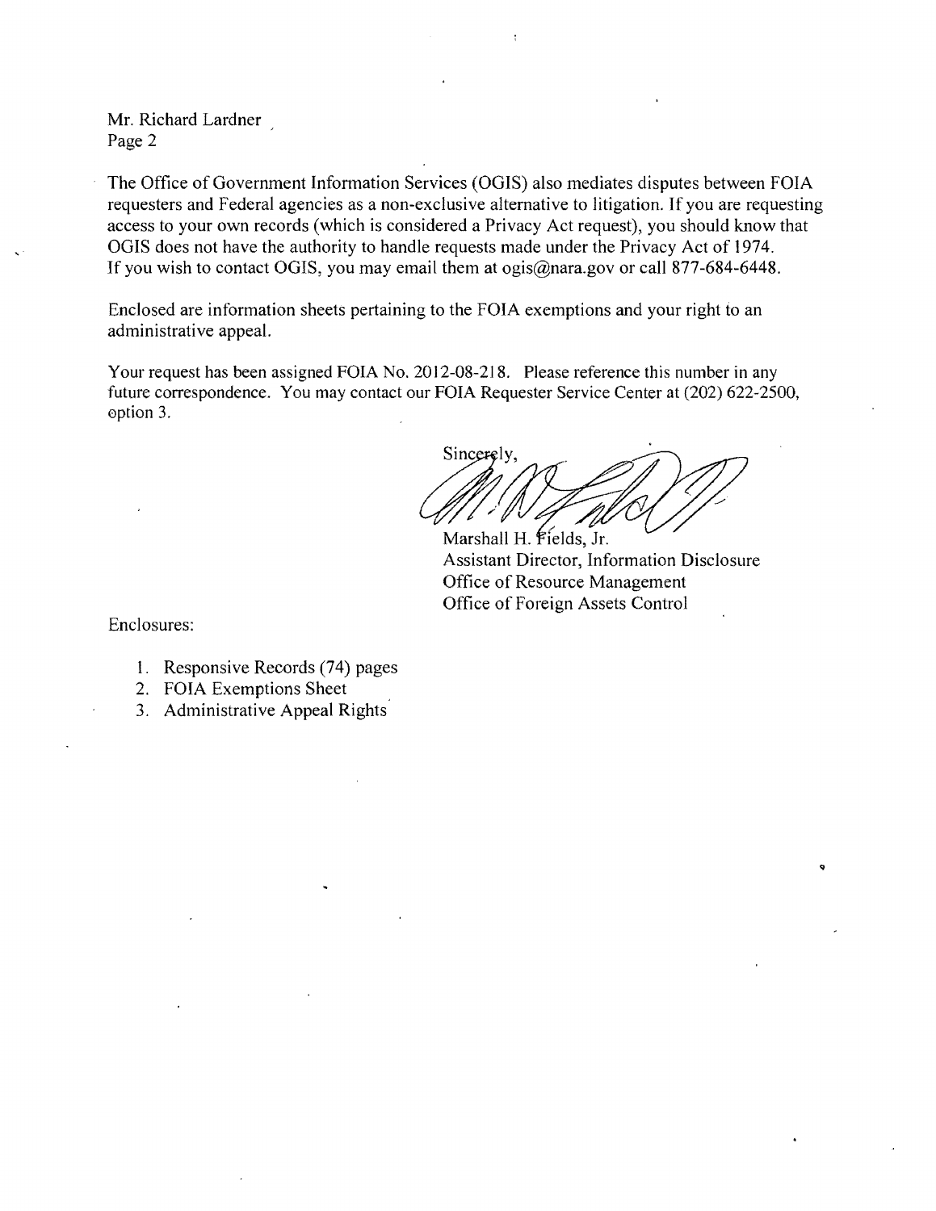Mr. Richard Lardner
Page 2

The Office of Government Information Services (OGIS) also mediates disputes between FOIA requesters and Federal agencies as a non-exclusive alternative to litigation. If you are requesting access to your own records (which is considered a Privacy Act request), you should know that OGIS does not have the authority to handle requests made under the Privacy Act of 1974. If you wish to contact OGIS, you may email them at ogis@nara.gov or call 877-684-6448.

Enclosed are information sheets pertaining to the FOIA exemptions and your right to an administrative appeal.

Your request has been assigned FOIA No. 2012-08-218. Please reference this number in any future correspondence. You may contact our FOIA Requester Service Center at (202) 622-2500, option 3.

Sincerely,

Marshall H. Fields, Jr.
Assistant Director, Information Disclosure
Office of Resource Management
Office of Foreign Assets Control

Enclosures:

1. Responsive Records (74) pages
2. FOIA Exemptions Sheet
3. Administrative Appeal Rights